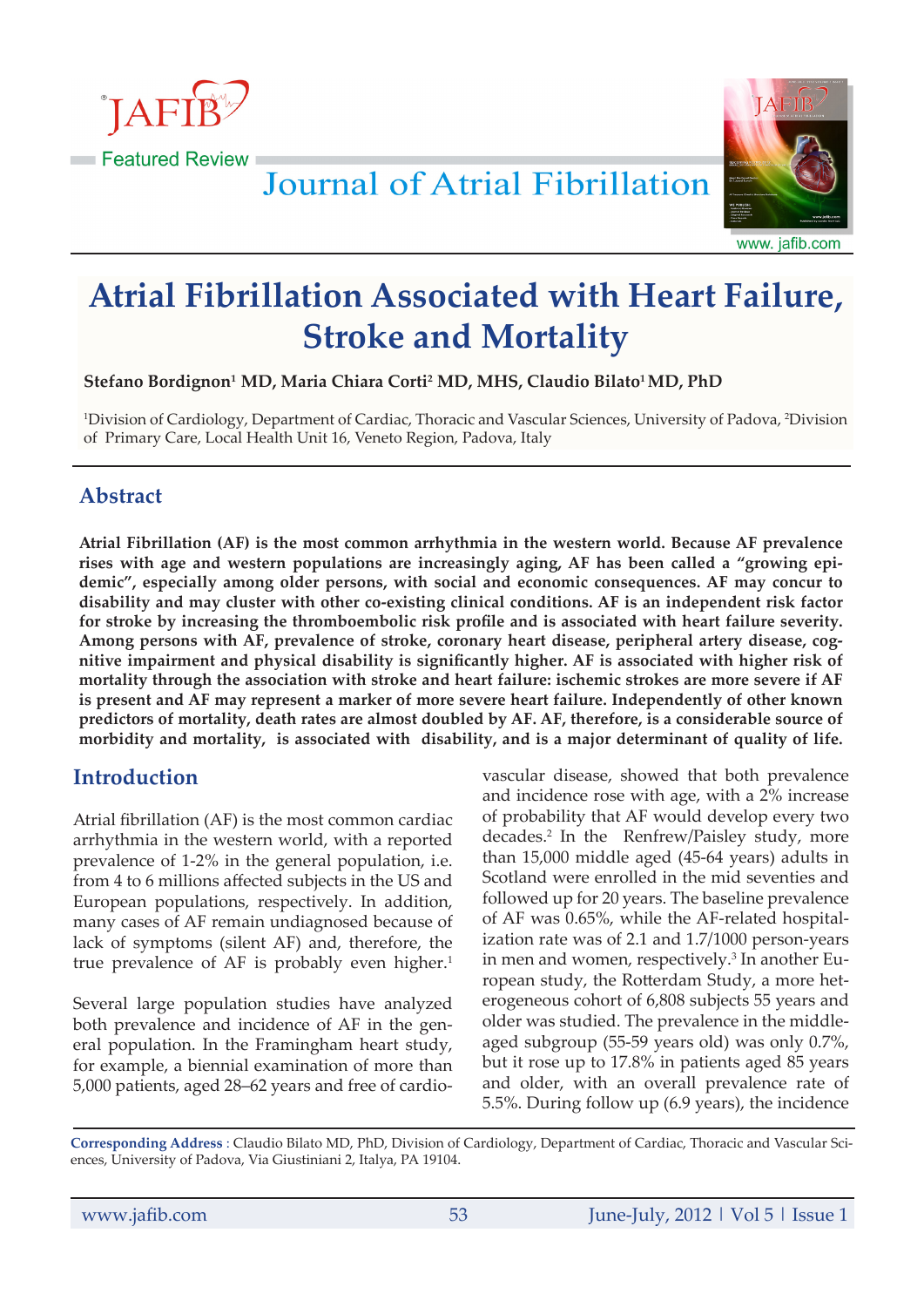Featured Review

# Atrial Fibrillation Associated with Heart Failure, Stroke and Mortality

**Stefano Bordignon[1] MD, Maria Chiara Corti[2] MD, MHS, Claudio Bilato[1] MD, PhD**

[1]Division of Cardiology, Department of Cardiac, Thoracic and Vascular Sciences, University of Padova, [2]Division of Primary Care, Local Health Unit 16, Veneto Region, Padova, Italy

## Abstract

**Atrial Fibrillation (AF) is the most common arrhythmia in the western world. Because AF prevalence rises with age and western populations are increasingly aging, AF has been called a "growing epidemic", especially among older persons, with social and economic consequences. AF may concur to disability and may cluster with other co-existing clinical conditions. AF is an independent risk factor for stroke by increasing the thromboembolic risk profile and is associated with heart failure severity. Among persons with AF, prevalence of stroke, coronary heart disease, peripheral artery disease, cognitive impairment and physical disability is significantly higher. AF is associated with higher risk of mortality through the association with stroke and heart failure: ischemic strokes are more severe if AF is present and AF may represent a marker of more severe heart failure. Independently of other known predictors of mortality, death rates are almost doubled by AF. AF, therefore, is a considerable source of morbidity and mortality, is associated with disability, and is a major determinant of quality of life.**

## Introduction

Atrial fibrillation (AF) is the most common cardiac arrhythmia in the western world, with a reported prevalence of 1-2% in the general population, i.e. from 4 to 6 millions affected subjects in the US and European populations, respectively. In addition, many cases of AF remain undiagnosed because of lack of symptoms (silent AF) and, therefore, the true prevalence of AF is probably even higher.[1]

Several large population studies have analyzed both prevalence and incidence of AF in the general population. In the Framingham heart study, for example, a biennial examination of more than 5,000 patients, aged 28–62 years and free of cardiovascular disease, showed that both prevalence and incidence rose with age, with a 2% increase of probability that AF would develop every two decades.[2] In the Renfrew/Paisley study, more than 15,000 middle aged (45-64 years) adults in Scotland were enrolled in the mid seventies and followed up for 20 years. The baseline prevalence of AF was 0.65%, while the AF-related hospitalization rate was of 2.1 and 1.7/1000 person-years in men and women, respectively.[3] In another European study, the Rotterdam Study, a more heterogeneous cohort of 6,808 subjects 55 years and older was studied. The prevalence in the middle-aged subgroup (55-59 years old) was only 0.7%, but it rose up to 17.8% in patients aged 85 years and older, with an overall prevalence rate of 5.5%. During follow up (6.9 years), the incidence

**Corresponding Address** : Claudio Bilato MD, PhD, Division of Cardiology, Department of Cardiac, Thoracic and Vascular Sciences, University of Padova, Via Giustiniani 2, Italya, PA 19104.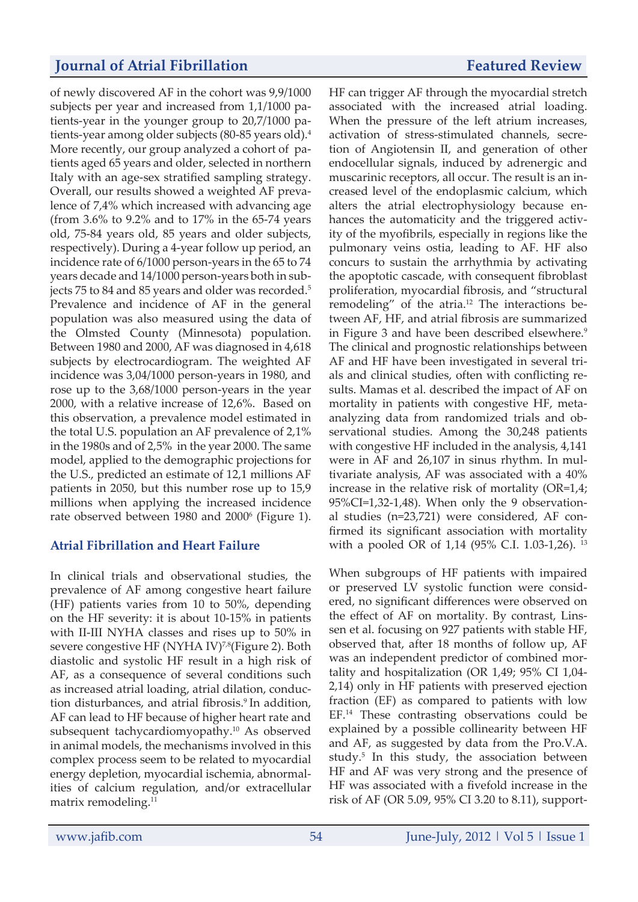of newly discovered AF in the cohort was 9,9/1000 subjects per year and increased from 1,1/1000 patients-year in the younger group to 20,7/1000 patients-year among older subjects (80-85 years old).[4] More recently, our group analyzed a cohort of patients aged 65 years and older, selected in northern Italy with an age-sex stratified sampling strategy. Overall, our results showed a weighted AF prevalence of 7,4% which increased with advancing age (from 3.6% to 9.2% and to 17% in the 65-74 years old, 75-84 years old, 85 years and older subjects, respectively). During a 4-year follow up period, an incidence rate of 6/1000 person-years in the 65 to 74 years decade and 14/1000 person-years both in subjects 75 to 84 and 85 years and older was recorded.[5] Prevalence and incidence of AF in the general population was also measured using the data of the Olmsted County (Minnesota) population. Between 1980 and 2000, AF was diagnosed in 4,618 subjects by electrocardiogram. The weighted AF incidence was 3,04/1000 person-years in 1980, and rose up to the 3,68/1000 person-years in the year 2000, with a relative increase of 12,6%. Based on this observation, a prevalence model estimated in the total U.S. population an AF prevalence of 2,1% in the 1980s and of 2,5% in the year 2000. The same model, applied to the demographic projections for the U.S., predicted an estimate of 12,1 millions AF patients in 2050, but this number rose up to 15,9 millions when applying the increased incidence rate observed between 1980 and 2000[6] (Figure 1).

## Atrial Fibrillation and Heart Failure

In clinical trials and observational studies, the prevalence of AF among congestive heart failure (HF) patients varies from 10 to 50%, depending on the HF severity: it is about 10-15% in patients with II-III NYHA classes and rises up to 50% in severe congestive HF (NYHA IV)[7,8](Figure 2). Both diastolic and systolic HF result in a high risk of AF, as a consequence of several conditions such as increased atrial loading, atrial dilation, conduction disturbances, and atrial fibrosis.[9] In addition, AF can lead to HF because of higher heart rate and subsequent tachycardiomyopathy.[10] As observed in animal models, the mechanisms involved in this complex process seem to be related to myocardial energy depletion, myocardial ischemia, abnormalities of calcium regulation, and/or extracellular matrix remodeling.[11]

HF can trigger AF through the myocardial stretch associated with the increased atrial loading. When the pressure of the left atrium increases, activation of stress-stimulated channels, secretion of Angiotensin II, and generation of other endocellular signals, induced by adrenergic and muscarinic receptors, all occur. The result is an increased level of the endoplasmic calcium, which alters the atrial electrophysiology because enhances the automaticity and the triggered activity of the myofibrils, especially in regions like the pulmonary veins ostia, leading to AF. HF also concurs to sustain the arrhythmia by activating the apoptotic cascade, with consequent fibroblast proliferation, myocardial fibrosis, and "structural remodeling" of the atria.[12] The interactions between AF, HF, and atrial fibrosis are summarized in Figure 3 and have been described elsewhere.[9] The clinical and prognostic relationships between AF and HF have been investigated in several trials and clinical studies, often with conflicting results. Mamas et al. described the impact of AF on mortality in patients with congestive HF, meta-analyzing data from randomized trials and observational studies. Among the 30,248 patients with congestive HF included in the analysis, 4,141 were in AF and 26,107 in sinus rhythm. In multivariate analysis, AF was associated with a 40% increase in the relative risk of mortality (OR=1,4; 95%CI=1,32-1,48). When only the 9 observational studies (n=23,721) were considered, AF confirmed its significant association with mortality with a pooled OR of 1,14 (95% C.I. 1.03-1,26).[13]

When subgroups of HF patients with impaired or preserved LV systolic function were considered, no significant differences were observed on the effect of AF on mortality. By contrast, Linssen et al. focusing on 927 patients with stable HF, observed that, after 18 months of follow up, AF was an independent predictor of combined mortality and hospitalization (OR 1,49; 95% CI 1,04-2,14) only in HF patients with preserved ejection fraction (EF) as compared to patients with low EF.[14] These contrasting observations could be explained by a possible collinearity between HF and AF, as suggested by data from the Pro.V.A. study.[5] In this study, the association between HF and AF was very strong and the presence of HF was associated with a fivefold increase in the risk of AF (OR 5.09, 95% CI 3.20 to 8.11), support-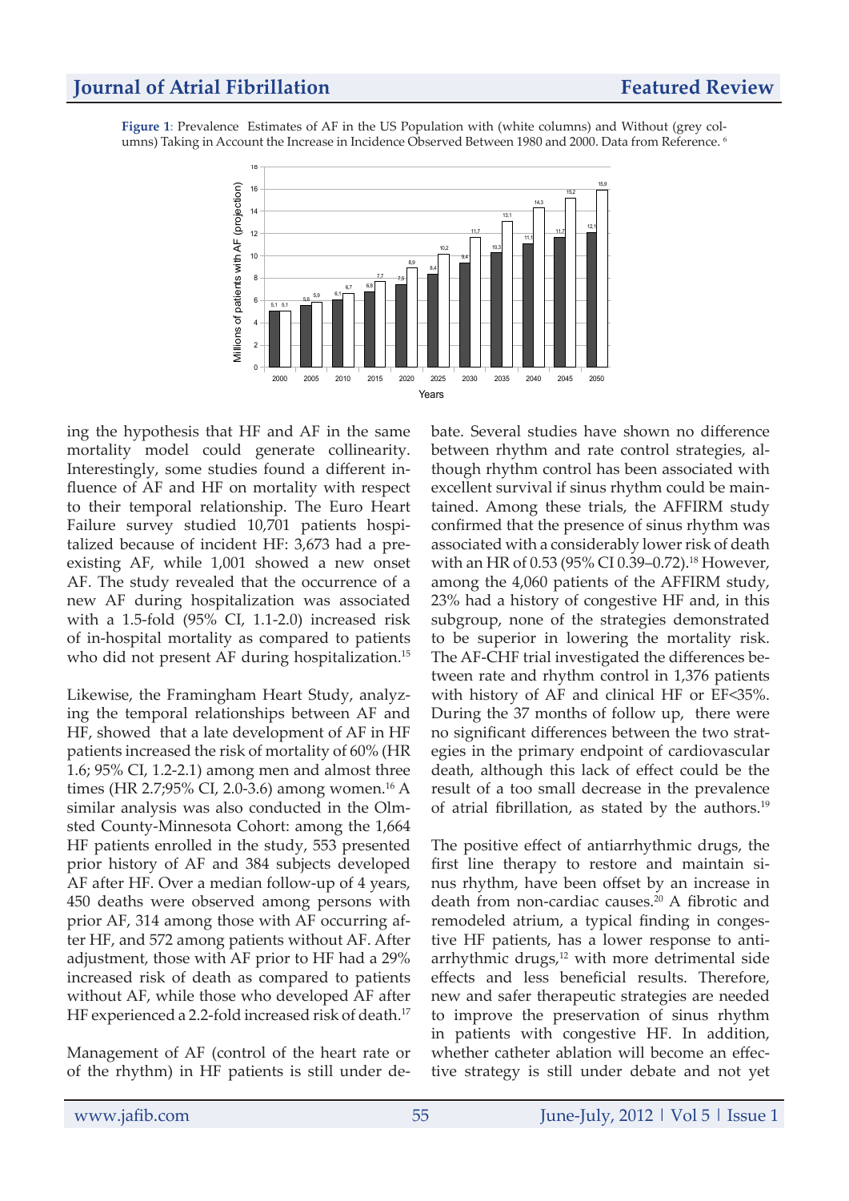**Figure 1**: Prevalence Estimates of AF in the US Population with (white columns) and Without (grey columns) Taking in Account the Increase in Incidence Observed Between 1980 and 2000. Data from Reference. [6]

ing the hypothesis that HF and AF in the same mortality model could generate collinearity. Interestingly, some studies found a different influence of AF and HF on mortality with respect to their temporal relationship. The Euro Heart Failure survey studied 10,701 patients hospitalized because of incident HF: 3,673 had a preexisting AF, while 1,001 showed a new onset AF. The study revealed that the occurrence of a new AF during hospitalization was associated with a 1.5-fold (95% CI, 1.1-2.0) increased risk of in-hospital mortality as compared to patients who did not present AF during hospitalization.[15]

Likewise, the Framingham Heart Study, analyzing the temporal relationships between AF and HF, showed that a late development of AF in HF patients increased the risk of mortality of 60% (HR 1.6; 95% CI, 1.2-2.1) among men and almost three times (HR 2.7;95% CI, 2.0-3.6) among women.[16] A similar analysis was also conducted in the Olmsted County-Minnesota Cohort: among the 1,664 HF patients enrolled in the study, 553 presented prior history of AF and 384 subjects developed AF after HF. Over a median follow-up of 4 years, 450 deaths were observed among persons with prior AF, 314 among those with AF occurring after HF, and 572 among patients without AF. After adjustment, those with AF prior to HF had a 29% increased risk of death as compared to patients without AF, while those who developed AF after HF experienced a 2.2-fold increased risk of death.[17]

Management of AF (control of the heart rate or of the rhythm) in HF patients is still under debate. Several studies have shown no difference between rhythm and rate control strategies, although rhythm control has been associated with excellent survival if sinus rhythm could be maintained. Among these trials, the AFFIRM study confirmed that the presence of sinus rhythm was associated with a considerably lower risk of death with an HR of 0.53 (95% CI 0.39–0.72).[18] However, among the 4,060 patients of the AFFIRM study, 23% had a history of congestive HF and, in this subgroup, none of the strategies demonstrated to be superior in lowering the mortality risk. The AF-CHF trial investigated the differences between rate and rhythm control in 1,376 patients with history of AF and clinical HF or EF<35%. During the 37 months of follow up, there were no significant differences between the two strategies in the primary endpoint of cardiovascular death, although this lack of effect could be the result of a too small decrease in the prevalence of atrial fibrillation, as stated by the authors.[19]

The positive effect of antiarrhythmic drugs, the first line therapy to restore and maintain sinus rhythm, have been offset by an increase in death from non-cardiac causes.[20] A fibrotic and remodeled atrium, a typical finding in congestive HF patients, has a lower response to antiarrhythmic drugs,[12] with more detrimental side effects and less beneficial results. Therefore, new and safer therapeutic strategies are needed to improve the preservation of sinus rhythm in patients with congestive HF. In addition, whether catheter ablation will become an effective strategy is still under debate and not yet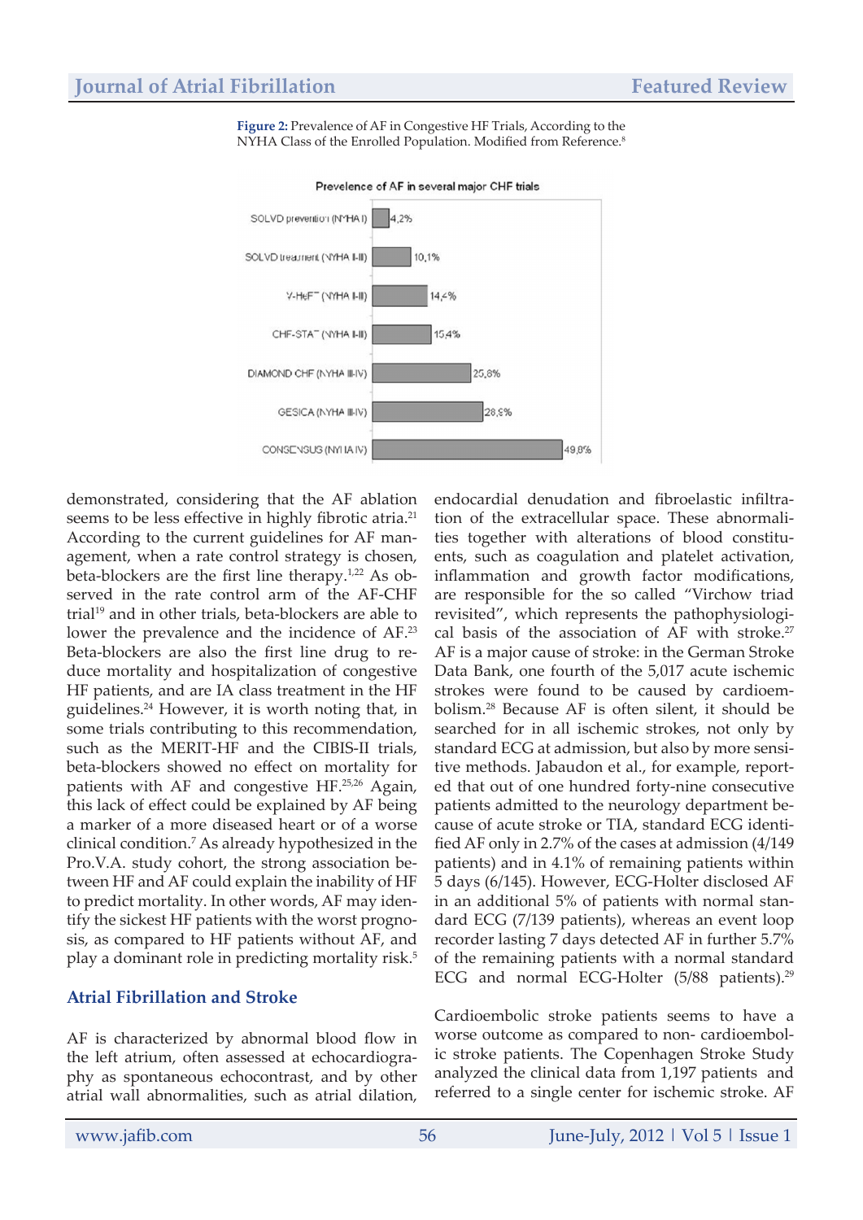**Figure 2:** Prevalence of AF in Congestive HF Trials, According to the NYHA Class of the Enrolled Population. Modified from Reference.[8]

Prevelence of AF in several major CHF trials

| Trial | Prevalence of AF |
|---|---|
| SOLVD prevention (NYHA I) | 4,2% |
| SOLVD treatment (NYHA I-III) | 10,1% |
| V-HeFT (NYHA II-III) | 14,4% |
| CHF-STAT (NYHA II-III) | 15,4% |
| DIAMOND CHF (NYHA III-IV) | 25,8% |
| GESICA (NYHA III-IV) | 28,8% |
| CONSENSUS (NYHA IV) | 49,8% |

demonstrated, considering that the AF ablation seems to be less effective in highly fibrotic atria.[21] According to the current guidelines for AF management, when a rate control strategy is chosen, beta-blockers are the first line therapy.[1,22] As observed in the rate control arm of the AF-CHF trial[19] and in other trials, beta-blockers are able to lower the prevalence and the incidence of AF.[23] Beta-blockers are also the first line drug to reduce mortality and hospitalization of congestive HF patients, and are IA class treatment in the HF guidelines.[24] However, it is worth noting that, in some trials contributing to this recommendation, such as the MERIT-HF and the CIBIS-II trials, beta-blockers showed no effect on mortality for patients with AF and congestive HF.[25,26] Again, this lack of effect could be explained by AF being a marker of a more diseased heart or of a worse clinical condition.[7] As already hypothesized in the Pro.V.A. study cohort, the strong association between HF and AF could explain the inability of HF to predict mortality. In other words, AF may identify the sickest HF patients with the worst prognosis, as compared to HF patients without AF, and play a dominant role in predicting mortality risk.[5]

## Atrial Fibrillation and Stroke

AF is characterized by abnormal blood flow in the left atrium, often assessed at echocardiography as spontaneous echocontrast, and by other atrial wall abnormalities, such as atrial dilation, endocardial denudation and fibroelastic infiltration of the extracellular space. These abnormalities together with alterations of blood constituents, such as coagulation and platelet activation, inflammation and growth factor modifications, are responsible for the so called "Virchow triad revisited", which represents the pathophysiological basis of the association of AF with stroke.[27] AF is a major cause of stroke: in the German Stroke Data Bank, one fourth of the 5,017 acute ischemic strokes were found to be caused by cardioembolism.[28] Because AF is often silent, it should be searched for in all ischemic strokes, not only by standard ECG at admission, but also by more sensitive methods. Jabaudon et al., for example, reported that out of one hundred forty-nine consecutive patients admitted to the neurology department because of acute stroke or TIA, standard ECG identified AF only in 2.7% of the cases at admission (4/149 patients) and in 4.1% of remaining patients within 5 days (6/145). However, ECG-Holter disclosed AF in an additional 5% of patients with normal standard ECG (7/139 patients), whereas an event loop recorder lasting 7 days detected AF in further 5.7% of the remaining patients with a normal standard ECG and normal ECG-Holter (5/88 patients).[29]

Cardioembolic stroke patients seems to have a worse outcome as compared to non- cardioembolic stroke patients. The Copenhagen Stroke Study analyzed the clinical data from 1,197 patients and referred to a single center for ischemic stroke. AF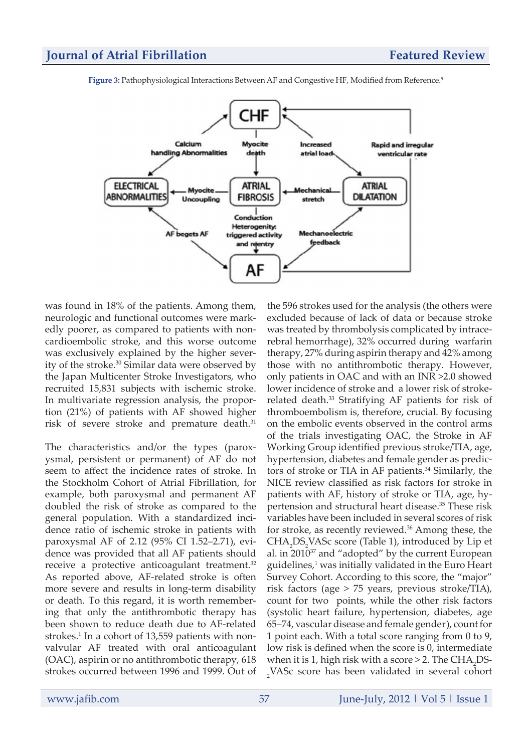**Figure 3:** Pathophysiological Interactions Between AF and Congestive HF, Modified from Reference.[9]

was found in 18% of the patients. Among them, neurologic and functional outcomes were markedly poorer, as compared to patients with non-cardioembolic stroke, and this worse outcome was exclusively explained by the higher severity of the stroke.[30] Similar data were observed by the Japan Multicenter Stroke Investigators, who recruited 15,831 subjects with ischemic stroke. In multivariate regression analysis, the proportion (21%) of patients with AF showed higher risk of severe stroke and premature death.[31]

The characteristics and/or the types (paroxysmal, persistent or permanent) of AF do not seem to affect the incidence rates of stroke. In the Stockholm Cohort of Atrial Fibrillation, for example, both paroxysmal and permanent AF doubled the risk of stroke as compared to the general population. With a standardized incidence ratio of ischemic stroke in patients with paroxysmal AF of 2.12 (95% CI 1.52–2.71), evidence was provided that all AF patients should receive a protective anticoagulant treatment.[32] As reported above, AF-related stroke is often more severe and results in long-term disability or death. To this regard, it is worth remembering that only the antithrombotic therapy has been shown to reduce death due to AF-related strokes.[1] In a cohort of 13,559 patients with non-valvular AF treated with oral anticoagulant (OAC), aspirin or no antithrombotic therapy, 618 strokes occurred between 1996 and 1999. Out of the 596 strokes used for the analysis (the others were excluded because of lack of data or because stroke was treated by thrombolysis complicated by intracerebral hemorrhage), 32% occurred during warfarin therapy, 27% during aspirin therapy and 42% among those with no antithrombotic therapy. However, only patients in OAC and with an INR >2.0 showed lower incidence of stroke and a lower risk of stroke-related death.[33] Stratifying AF patients for risk of thromboembolism is, therefore, crucial. By focusing on the embolic events observed in the control arms of the trials investigating OAC, the Stroke in AF Working Group identified previous stroke/TIA, age, hypertension, diabetes and female gender as predictors of stroke or TIA in AF patients.[34] Similarly, the NICE review classified as risk factors for stroke in patients with AF, history of stroke or TIA, age, hypertension and structural heart disease.[35] These risk variables have been included in several scores of risk for stroke, as recently reviewed.[36] Among these, the $CHA_2DS_2VASc$ score (Table 1), introduced by Lip et al. in 2010[37] and "adopted" by the current European guidelines,[1] was initially validated in the Euro Heart Survey Cohort. According to this score, the "major" risk factors (age > 75 years, previous stroke/TIA), count for two points, while the other risk factors (systolic heart failure, hypertension, diabetes, age 65–74, vascular disease and female gender), count for 1 point each. With a total score ranging from 0 to 9, low risk is defined when the score is 0, intermediate when it is 1, high risk with a score > 2. The $CHA_2DS_2VASc$ score has been validated in several cohort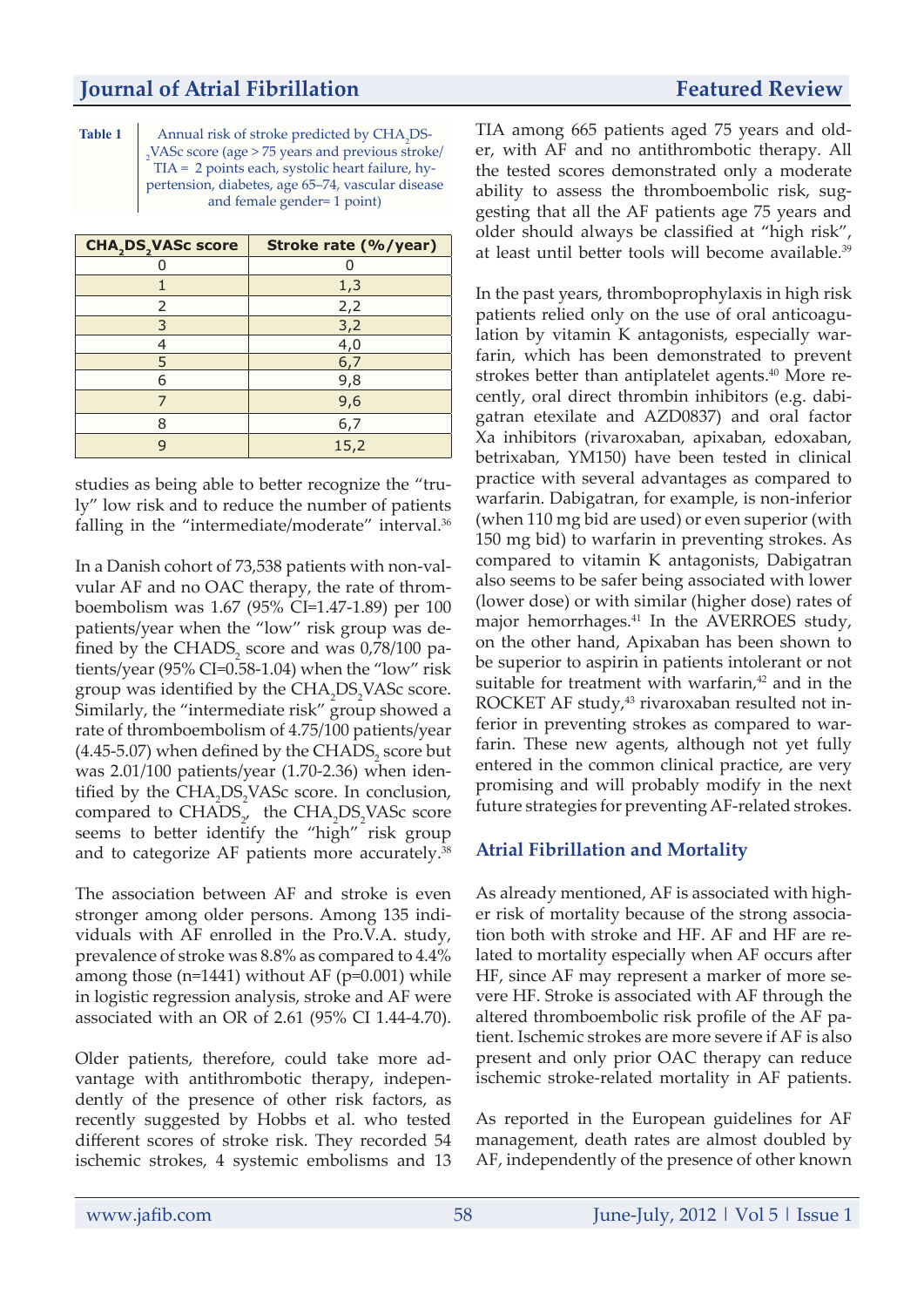Table 1 Annual risk of stroke predicted by $CHA_2DS_2VASc$ score (age > 75 years and previous stroke/TIA = 2 points each, systolic heart failure, hypertension, diabetes, age 65–74, vascular disease and female gender= 1 point)

| $CHA_2DS_2VASc$ score | Stroke rate (%/year) |
|---|---|
| 0 | 0 |
| 1 | 1,3 |
| 2 | 2,2 |
| 3 | 3,2 |
| 4 | 4,0 |
| 5 | 6,7 |
| 6 | 9,8 |
| 7 | 9,6 |
| 8 | 6,7 |
| 9 | 15,2 |

studies as being able to better recognize the "truly" low risk and to reduce the number of patients falling in the "intermediate/moderate" interval.[36]

In a Danish cohort of 73,538 patients with non-valvular AF and no OAC therapy, the rate of thromboembolism was 1.67 (95% CI=1.47-1.89) per 100 patients/year when the "low" risk group was defined by the $CHADS_2$ score and was 0,78/100 patients/year (95% CI=0.58-1.04) when the "low" risk group was identified by the $CHA_2DS_2VASc$ score. Similarly, the "intermediate risk" group showed a rate of thromboembolism of 4.75/100 patients/year (4.45-5.07) when defined by the $CHADS_2$ score but was 2.01/100 patients/year (1.70-2.36) when identified by the $CHA_2DS_2VASc$ score. In conclusion, compared to $CHADS_2$, the $CHA_2DS_2VASc$ score seems to better identify the "high" risk group and to categorize AF patients more accurately.[38]

The association between AF and stroke is even stronger among older persons. Among 135 individuals with AF enrolled in the Pro.V.A. study, prevalence of stroke was 8.8% as compared to 4.4% among those (n=1441) without AF (p=0.001) while in logistic regression analysis, stroke and AF were associated with an OR of 2.61 (95% CI 1.44-4.70).

Older patients, therefore, could take more advantage with antithrombotic therapy, independently of the presence of other risk factors, as recently suggested by Hobbs et al. who tested different scores of stroke risk. They recorded 54 ischemic strokes, 4 systemic embolisms and 13 TIA among 665 patients aged 75 years and older, with AF and no antithrombotic therapy. All the tested scores demonstrated only a moderate ability to assess the thromboembolic risk, suggesting that all the AF patients age 75 years and older should always be classified at "high risk", at least until better tools will become available.[39]

In the past years, thromboprophylaxis in high risk patients relied only on the use of oral anticoagulation by vitamin K antagonists, especially warfarin, which has been demonstrated to prevent strokes better than antiplatelet agents.[40] More recently, oral direct thrombin inhibitors (e.g. dabigatran etexilate and AZD0837) and oral factor Xa inhibitors (rivaroxaban, apixaban, edoxaban, betrixaban, YM150) have been tested in clinical practice with several advantages as compared to warfarin. Dabigatran, for example, is non-inferior (when 110 mg bid are used) or even superior (with 150 mg bid) to warfarin in preventing strokes. As compared to vitamin K antagonists, Dabigatran also seems to be safer being associated with lower (lower dose) or with similar (higher dose) rates of major hemorrhages.[41] In the AVERROES study, on the other hand, Apixaban has been shown to be superior to aspirin in patients intolerant or not suitable for treatment with warfarin,[42] and in the ROCKET AF study,[43] rivaroxaban resulted not inferior in preventing strokes as compared to warfarin. These new agents, although not yet fully entered in the common clinical practice, are very promising and will probably modify in the next future strategies for preventing AF-related strokes.

## Atrial Fibrillation and Mortality

As already mentioned, AF is associated with higher risk of mortality because of the strong association both with stroke and HF. AF and HF are related to mortality especially when AF occurs after HF, since AF may represent a marker of more severe HF. Stroke is associated with AF through the altered thromboembolic risk profile of the AF patient. Ischemic strokes are more severe if AF is also present and only prior OAC therapy can reduce ischemic stroke-related mortality in AF patients.

As reported in the European guidelines for AF management, death rates are almost doubled by AF, independently of the presence of other known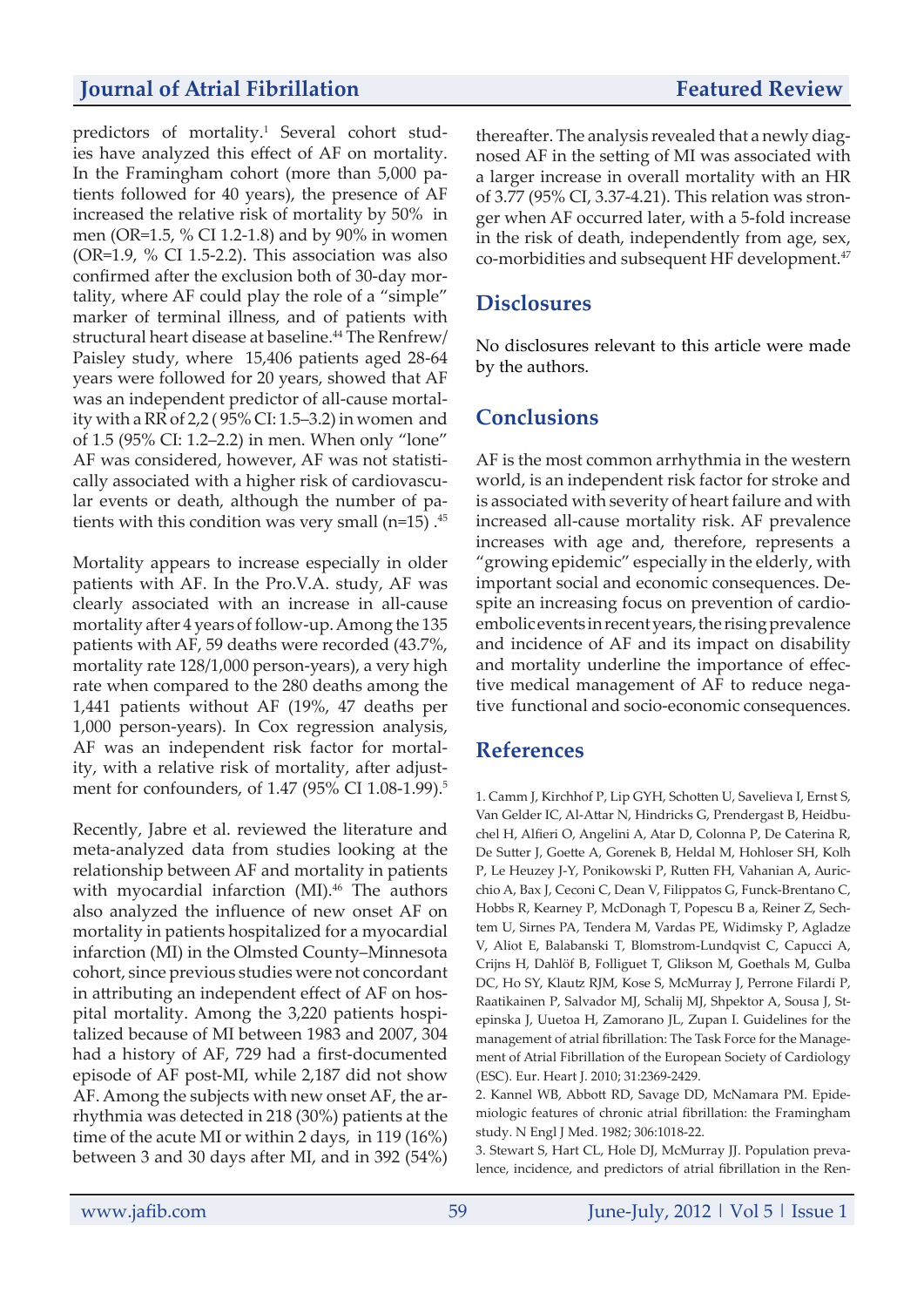predictors of mortality.[1] Several cohort studies have analyzed this effect of AF on mortality. In the Framingham cohort (more than 5,000 patients followed for 40 years), the presence of AF increased the relative risk of mortality by 50% in men (OR=1.5, % CI 1.2-1.8) and by 90% in women (OR=1.9, % CI 1.5-2.2). This association was also confirmed after the exclusion both of 30-day mortality, where AF could play the role of a "simple" marker of terminal illness, and of patients with structural heart disease at baseline.[44] The Renfrew/Paisley study, where 15,406 patients aged 28-64 years were followed for 20 years, showed that AF was an independent predictor of all-cause mortality with a RR of 2,2 ( 95% CI: 1.5–3.2) in women and of 1.5 (95% CI: 1.2–2.2) in men. When only "lone" AF was considered, however, AF was not statistically associated with a higher risk of cardiovascular events or death, although the number of patients with this condition was very small (n=15) .[45]

Mortality appears to increase especially in older patients with AF. In the Pro.V.A. study, AF was clearly associated with an increase in all-cause mortality after 4 years of follow-up. Among the 135 patients with AF, 59 deaths were recorded (43.7%, mortality rate 128/1,000 person-years), a very high rate when compared to the 280 deaths among the 1,441 patients without AF (19%, 47 deaths per 1,000 person-years). In Cox regression analysis, AF was an independent risk factor for mortality, with a relative risk of mortality, after adjustment for confounders, of 1.47 (95% CI 1.08-1.99).[5]

Recently, Jabre et al. reviewed the literature and meta-analyzed data from studies looking at the relationship between AF and mortality in patients with myocardial infarction (MI).[46] The authors also analyzed the influence of new onset AF on mortality in patients hospitalized for a myocardial infarction (MI) in the Olmsted County–Minnesota cohort, since previous studies were not concordant in attributing an independent effect of AF on hospital mortality. Among the 3,220 patients hospitalized because of MI between 1983 and 2007, 304 had a history of AF, 729 had a first-documented episode of AF post-MI, while 2,187 did not show AF. Among the subjects with new onset AF, the arrhythmia was detected in 218 (30%) patients at the time of the acute MI or within 2 days, in 119 (16%) between 3 and 30 days after MI, and in 392 (54%) thereafter. The analysis revealed that a newly diagnosed AF in the setting of MI was associated with a larger increase in overall mortality with an HR of 3.77 (95% CI, 3.37-4.21). This relation was stronger when AF occurred later, with a 5-fold increase in the risk of death, independently from age, sex, co-morbidities and subsequent HF development.[47]

## Disclosures

No disclosures relevant to this article were made by the authors.

## Conclusions

AF is the most common arrhythmia in the western world, is an independent risk factor for stroke and is associated with severity of heart failure and with increased all-cause mortality risk. AF prevalence increases with age and, therefore, represents a "growing epidemic" especially in the elderly, with important social and economic consequences. Despite an increasing focus on prevention of cardioembolic events in recent years, the rising prevalence and incidence of AF and its impact on disability and mortality underline the importance of effective medical management of AF to reduce negative functional and socio-economic consequences.

## References

1. Camm J, Kirchhof P, Lip GYH, Schotten U, Savelieva I, Ernst S, Van Gelder IC, Al-Attar N, Hindricks G, Prendergast B, Heidbuchel H, Alfieri O, Angelini A, Atar D, Colonna P, De Caterina R, De Sutter J, Goette A, Gorenek B, Heldal M, Hohloser SH, Kolh P, Le Heuzey J-Y, Ponikowski P, Rutten FH, Vahanian A, Auricchio A, Bax J, Ceconi C, Dean V, Filippatos G, Funck-Brentano C, Hobbs R, Kearney P, McDonagh T, Popescu B a, Reiner Z, Sechtem U, Sirnes PA, Tendera M, Vardas PE, Widimsky P, Agladze V, Aliot E, Balabanski T, Blomstrom-Lundqvist C, Capucci A, Crijns H, Dahlöf B, Folliguet T, Glikson M, Goethals M, Gulba DC, Ho SY, Klautz RJM, Kose S, McMurray J, Perrone Filardi P, Raatikainen P, Salvador MJ, Schalij MJ, Shpektor A, Sousa J, Stepinska J, Uuetoa H, Zamorano JL, Zupan I. Guidelines for the management of atrial fibrillation: The Task Force for the Management of Atrial Fibrillation of the European Society of Cardiology (ESC). Eur. Heart J. 2010; 31:2369-2429.
2. Kannel WB, Abbott RD, Savage DD, McNamara PM. Epidemiologic features of chronic atrial fibrillation: the Framingham study. N Engl J Med. 1982; 306:1018-22.
3. Stewart S, Hart CL, Hole DJ, McMurray JJ. Population prevalence, incidence, and predictors of atrial fibrillation in the Ren-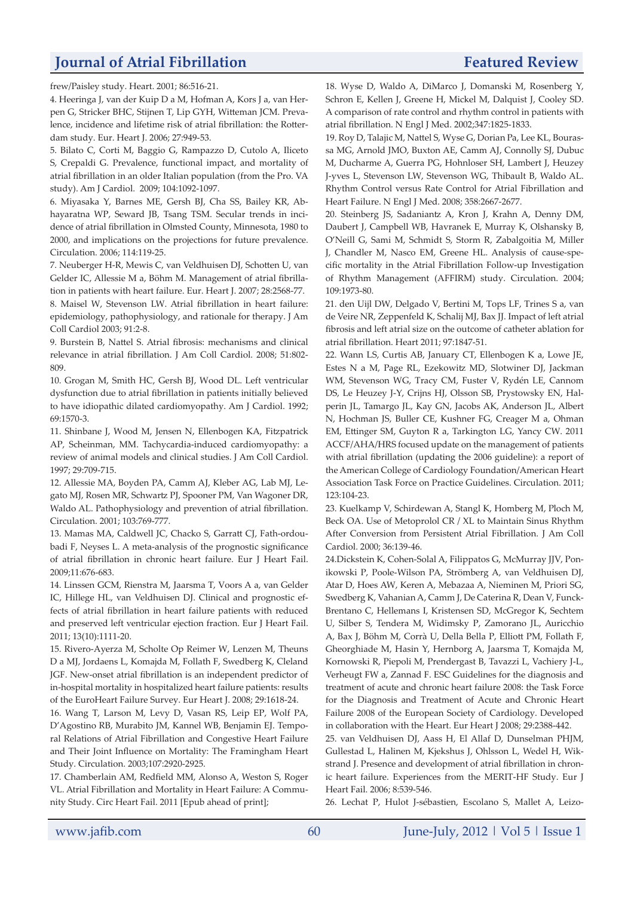frew/Paisley study. Heart. 2001; 86:516-21.

4. Heeringa J, van der Kuip D a M, Hofman A, Kors J a, van Herpen G, Stricker BHC, Stijnen T, Lip GYH, Witteman JCM. Prevalence, incidence and lifetime risk of atrial fibrillation: the Rotterdam study. Eur. Heart J. 2006; 27:949-53.

5. Bilato C, Corti M, Baggio G, Rampazzo D, Cutolo A, Iliceto S, Crepaldi G. Prevalence, functional impact, and mortality of atrial fibrillation in an older Italian population (from the Pro. VA study). Am J Cardiol. 2009; 104:1092-1097.

6. Miyasaka Y, Barnes ME, Gersh BJ, Cha SS, Bailey KR, Abhayaratna WP, Seward JB, Tsang TSM. Secular trends in incidence of atrial fibrillation in Olmsted County, Minnesota, 1980 to 2000, and implications on the projections for future prevalence. Circulation. 2006; 114:119-25.

7. Neuberger H-R, Mewis C, van Veldhuisen DJ, Schotten U, van Gelder IC, Allessie M a, Böhm M. Management of atrial fibrillation in patients with heart failure. Eur. Heart J. 2007; 28:2568-77.

8. Maisel W, Stevenson LW. Atrial fibrillation in heart failure: epidemiology, pathophysiology, and rationale for therapy. J Am Coll Cardiol 2003; 91:2-8.

9. Burstein B, Nattel S. Atrial fibrosis: mechanisms and clinical relevance in atrial fibrillation. J Am Coll Cardiol. 2008; 51:802-809.

10. Grogan M, Smith HC, Gersh BJ, Wood DL. Left ventricular dysfunction due to atrial fibrillation in patients initially believed to have idiopathic dilated cardiomyopathy. Am J Cardiol. 1992; 69:1570-3.

11. Shinbane J, Wood M, Jensen N, Ellenbogen KA, Fitzpatrick AP, Scheinman, MM. Tachycardia-induced cardiomyopathy: a review of animal models and clinical studies. J Am Coll Cardiol. 1997; 29:709-715.

12. Allessie MA, Boyden PA, Camm AJ, Kleber AG, Lab MJ, Legato MJ, Rosen MR, Schwartz PJ, Spooner PM, Van Wagoner DR, Waldo AL. Pathophysiology and prevention of atrial fibrillation. Circulation. 2001; 103:769-777.

13. Mamas MA, Caldwell JC, Chacko S, Garratt CJ, Fath-ordoubadi F, Neyses L. A meta-analysis of the prognostic significance of atrial fibrillation in chronic heart failure. Eur J Heart Fail. 2009;11:676-683.

14. Linssen GCM, Rienstra M, Jaarsma T, Voors A a, van Gelder IC, Hillege HL, van Veldhuisen DJ. Clinical and prognostic effects of atrial fibrillation in heart failure patients with reduced and preserved left ventricular ejection fraction. Eur J Heart Fail. 2011; 13(10):1111-20.

15. Rivero-Ayerza M, Scholte Op Reimer W, Lenzen M, Theuns D a MJ, Jordaens L, Komajda M, Follath F, Swedberg K, Cleland JGF. New-onset atrial fibrillation is an independent predictor of in-hospital mortality in hospitalized heart failure patients: results of the EuroHeart Failure Survey. Eur Heart J. 2008; 29:1618-24.

16. Wang T, Larson M, Levy D, Vasan RS, Leip EP, Wolf PA, D'Agostino RB, Murabito JM, Kannel WB, Benjamin EJ. Temporal Relations of Atrial Fibrillation and Congestive Heart Failure and Their Joint Influence on Mortality: The Framingham Heart Study. Circulation. 2003;107:2920-2925.

17. Chamberlain AM, Redfield MM, Alonso A, Weston S, Roger VL. Atrial Fibrillation and Mortality in Heart Failure: A Community Study. Circ Heart Fail. 2011 [Epub ahead of print];

18. Wyse D, Waldo A, DiMarco J, Domanski M, Rosenberg Y, Schron E, Kellen J, Greene H, Mickel M, Dalquist J, Cooley SD. A comparison of rate control and rhythm control in patients with atrial fibrillation. N Engl J Med. 2002;347:1825-1833.

19. Roy D, Talajic M, Nattel S, Wyse G, Dorian Pa, Lee KL, Bourassa MG, Arnold JMO, Buxton AE, Camm AJ, Connolly SJ, Dubuc M, Ducharme A, Guerra PG, Hohnloser SH, Lambert J, Heuzey J-yves L, Stevenson LW, Stevenson WG, Thibault B, Waldo AL. Rhythm Control versus Rate Control for Atrial Fibrillation and Heart Failure. N Engl J Med. 2008; 358:2667-2677.

20. Steinberg JS, Sadaniantz A, Kron J, Krahn A, Denny DM, Daubert J, Campbell WB, Havranek E, Murray K, Olshansky B, O'Neill G, Sami M, Schmidt S, Storm R, Zabalgoitia M, Miller J, Chandler M, Nasco EM, Greene HL. Analysis of cause-specific mortality in the Atrial Fibrillation Follow-up Investigation of Rhythm Management (AFFIRM) study. Circulation. 2004; 109:1973-80.

21. den Uijl DW, Delgado V, Bertini M, Tops LF, Trines S a, van de Veire NR, Zeppenfeld K, Schalij MJ, Bax JJ. Impact of left atrial fibrosis and left atrial size on the outcome of catheter ablation for atrial fibrillation. Heart 2011; 97:1847-51.

22. Wann LS, Curtis AB, January CT, Ellenbogen K a, Lowe JE, Estes N a M, Page RL, Ezekowitz MD, Slotwiner DJ, Jackman WM, Stevenson WG, Tracy CM, Fuster V, Rydén LE, Cannom DS, Le Heuzey J-Y, Crijns HJ, Olsson SB, Prystowsky EN, Halperin JL, Tamargo JL, Kay GN, Jacobs AK, Anderson JL, Albert N, Hochman JS, Buller CE, Kushner FG, Creager M a, Ohman EM, Ettinger SM, Guyton R a, Tarkington LG, Yancy CW. 2011 ACCF/AHA/HRS focused update on the management of patients with atrial fibrillation (updating the 2006 guideline): a report of the American College of Cardiology Foundation/American Heart Association Task Force on Practice Guidelines. Circulation. 2011; 123:104-23.

23. Kuelkamp V, Schirdewan A, Stangl K, Homberg M, Ploch M, Beck OA. Use of Metoprolol CR / XL to Maintain Sinus Rhythm After Conversion from Persistent Atrial Fibrillation. J Am Coll Cardiol. 2000; 36:139-46.

24.Dickstein K, Cohen-Solal A, Filippatos G, McMurray JJV, Ponikowski P, Poole-Wilson PA, Strömberg A, van Veldhuisen DJ, Atar D, Hoes AW, Keren A, Mebazaa A, Nieminen M, Priori SG, Swedberg K, Vahanian A, Camm J, De Caterina R, Dean V, Funck-Brentano C, Hellemans I, Kristensen SD, McGregor K, Sechtem U, Silber S, Tendera M, Widimsky P, Zamorano JL, Auricchio A, Bax J, Böhm M, Corrà U, Della Bella P, Elliott PM, Follath F, Gheorghiade M, Hasin Y, Hernborg A, Jaarsma T, Komajda M, Kornowski R, Piepoli M, Prendergast B, Tavazzi L, Vachiery J-L, Verheugt FW a, Zannad F. ESC Guidelines for the diagnosis and treatment of acute and chronic heart failure 2008: the Task Force for the Diagnosis and Treatment of Acute and Chronic Heart Failure 2008 of the European Society of Cardiology. Developed in collaboration with the Heart. Eur Heart J 2008; 29:2388-442.

25. van Veldhuisen DJ, Aass H, El Allaf D, Dunselman PHJM, Gullestad L, Halinen M, Kjekshus J, Ohlsson L, Wedel H, Wikstrand J. Presence and development of atrial fibrillation in chronic heart failure. Experiences from the MERIT-HF Study. Eur J Heart Fail. 2006; 8:539-546.

26. Lechat P, Hulot J-sébastien, Escolano S, Mallet A, Leizo-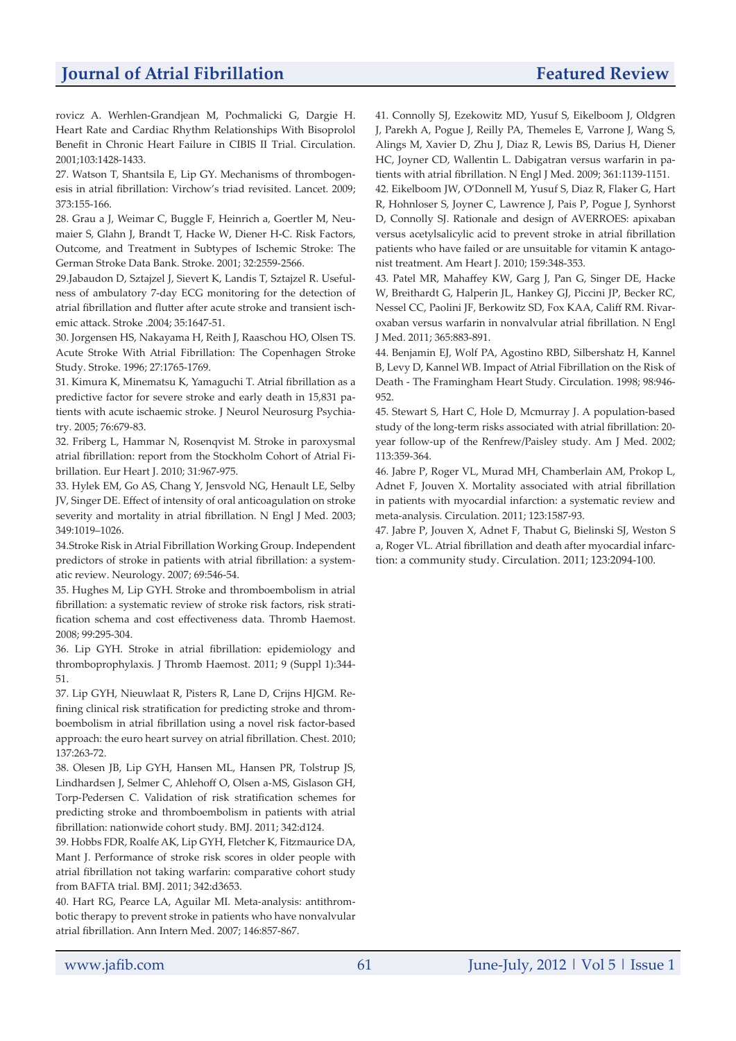rovicz A. Werhlen-Grandjean M, Pochmalicki G, Dargie H. Heart Rate and Cardiac Rhythm Relationships With Bisoprolol Benefit in Chronic Heart Failure in CIBIS II Trial. Circulation. 2001;103:1428-1433.

27. Watson T, Shantsila E, Lip GY. Mechanisms of thrombogenesis in atrial fibrillation: Virchow's triad revisited. Lancet. 2009; 373:155-166.

28. Grau a J, Weimar C, Buggle F, Heinrich a, Goertler M, Neumaier S, Glahn J, Brandt T, Hacke W, Diener H-C. Risk Factors, Outcome, and Treatment in Subtypes of Ischemic Stroke: The German Stroke Data Bank. Stroke. 2001; 32:2559-2566.

29.Jabaudon D, Sztajzel J, Sievert K, Landis T, Sztajzel R. Usefulness of ambulatory 7-day ECG monitoring for the detection of atrial fibrillation and flutter after acute stroke and transient ischemic attack. Stroke .2004; 35:1647-51.

30. Jorgensen HS, Nakayama H, Reith J, Raaschou HO, Olsen TS. Acute Stroke With Atrial Fibrillation: The Copenhagen Stroke Study. Stroke. 1996; 27:1765-1769.

31. Kimura K, Minematsu K, Yamaguchi T. Atrial fibrillation as a predictive factor for severe stroke and early death in 15,831 patients with acute ischaemic stroke. J Neurol Neurosurg Psychiatry. 2005; 76:679-83.

32. Friberg L, Hammar N, Rosenqvist M. Stroke in paroxysmal atrial fibrillation: report from the Stockholm Cohort of Atrial Fibrillation. Eur Heart J. 2010; 31:967-975.

33. Hylek EM, Go AS, Chang Y, Jensvold NG, Henault LE, Selby JV, Singer DE. Effect of intensity of oral anticoagulation on stroke severity and mortality in atrial fibrillation. N Engl J Med. 2003; 349:1019–1026.

34.Stroke Risk in Atrial Fibrillation Working Group. Independent predictors of stroke in patients with atrial fibrillation: a systematic review. Neurology. 2007; 69:546-54.

35. Hughes M, Lip GYH. Stroke and thromboembolism in atrial fibrillation: a systematic review of stroke risk factors, risk stratification schema and cost effectiveness data. Thromb Haemost. 2008; 99:295-304.

36. Lip GYH. Stroke in atrial fibrillation: epidemiology and thromboprophylaxis. J Thromb Haemost. 2011; 9 (Suppl 1):344-51.

37. Lip GYH, Nieuwlaat R, Pisters R, Lane D, Crijns HJGM. Refining clinical risk stratification for predicting stroke and thromboembolism in atrial fibrillation using a novel risk factor-based approach: the euro heart survey on atrial fibrillation. Chest. 2010; 137:263-72.

38. Olesen JB, Lip GYH, Hansen ML, Hansen PR, Tolstrup JS, Lindhardsen J, Selmer C, Ahlehoff O, Olsen a-MS, Gislason GH, Torp-Pedersen C. Validation of risk stratification schemes for predicting stroke and thromboembolism in patients with atrial fibrillation: nationwide cohort study. BMJ. 2011; 342:d124.

39. Hobbs FDR, Roalfe AK, Lip GYH, Fletcher K, Fitzmaurice DA, Mant J. Performance of stroke risk scores in older people with atrial fibrillation not taking warfarin: comparative cohort study from BAFTA trial. BMJ. 2011; 342:d3653.

40. Hart RG, Pearce LA, Aguilar MI. Meta-analysis: antithrombotic therapy to prevent stroke in patients who have nonvalvular atrial fibrillation. Ann Intern Med. 2007; 146:857-867.

41. Connolly SJ, Ezekowitz MD, Yusuf S, Eikelboom J, Oldgren J, Parekh A, Pogue J, Reilly PA, Themeles E, Varrone J, Wang S, Alings M, Xavier D, Zhu J, Diaz R, Lewis BS, Darius H, Diener HC, Joyner CD, Wallentin L. Dabigatran versus warfarin in patients with atrial fibrillation. N Engl J Med. 2009; 361:1139-1151.

42. Eikelboom JW, O'Donnell M, Yusuf S, Diaz R, Flaker G, Hart R, Hohnloser S, Joyner C, Lawrence J, Pais P, Pogue J, Synhorst D, Connolly SJ. Rationale and design of AVERROES: apixaban versus acetylsalicylic acid to prevent stroke in atrial fibrillation patients who have failed or are unsuitable for vitamin K antagonist treatment. Am Heart J. 2010; 159:348-353.

43. Patel MR, Mahaffey KW, Garg J, Pan G, Singer DE, Hacke W, Breithardt G, Halperin JL, Hankey GJ, Piccini JP, Becker RC, Nessel CC, Paolini JF, Berkowitz SD, Fox KAA, Califf RM. Rivaroxaban versus warfarin in nonvalvular atrial fibrillation. N Engl J Med. 2011; 365:883-891.

44. Benjamin EJ, Wolf PA, Agostino RBD, Silbershatz H, Kannel B, Levy D, Kannel WB. Impact of Atrial Fibrillation on the Risk of Death - The Framingham Heart Study. Circulation. 1998; 98:946-952.

45. Stewart S, Hart C, Hole D, Mcmurray J. A population-based study of the long-term risks associated with atrial fibrillation: 20-year follow-up of the Renfrew/Paisley study. Am J Med. 2002; 113:359-364.

46. Jabre P, Roger VL, Murad MH, Chamberlain AM, Prokop L, Adnet F, Jouven X. Mortality associated with atrial fibrillation in patients with myocardial infarction: a systematic review and meta-analysis. Circulation. 2011; 123:1587-93.

47. Jabre P, Jouven X, Adnet F, Thabut G, Bielinski SJ, Weston S a, Roger VL. Atrial fibrillation and death after myocardial infarction: a community study. Circulation. 2011; 123:2094-100.